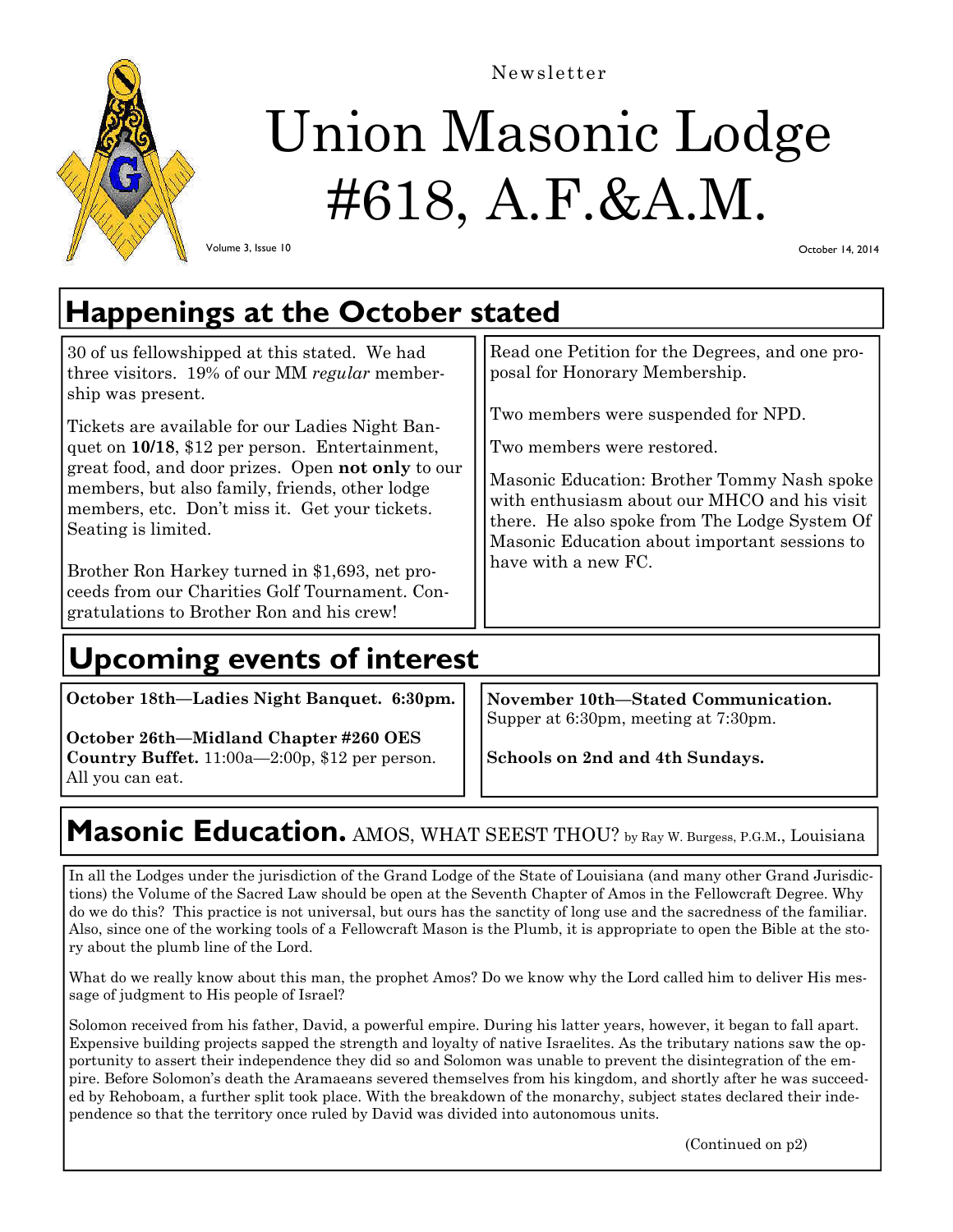Newsletter

# Union Masonic Lodge #618, A.F.&A.M.

Volume 3, Issue 10

October 14, 2014

## Happenings at the October stated

30 of us fellowshipped at this stated. We had three visitors. 19% of our MM *regular* membership was present.

Tickets are available for our Ladies Night Banquet on **10/18**, $12 per person. Entertainment, great food, and door prizes. Open **not only** to our members, but also family, friends, other lodge members, etc. Don't miss it. Get your tickets. Seating is limited.

Brother Ron Harkey turned in $1,693, net proceeds from our Charities Golf Tournament. Congratulations to Brother Ron and his crew!

Read one Petition for the Degrees, and one proposal for Honorary Membership.

Two members were suspended for NPD.

Two members were restored.

Masonic Education: Brother Tommy Nash spoke with enthusiasm about our MHCO and his visit there. He also spoke from The Lodge System Of Masonic Education about important sessions to have with a new FC.

## Upcoming events of interest

**October 18th—Ladies Night Banquet. 6:30pm.**

**October 26th—Midland Chapter #260 OES Country Buffet.** 11:00a—2:00p, $12 per person. All you can eat.

**November 10th—Stated Communication.** Supper at 6:30pm, meeting at 7:30pm.

**Schools on 2nd and 4th Sundays.**

## Masonic Education. AMOS, WHAT SEEST THOU? by Ray W. Burgess, P.G.M., Louisiana

In all the Lodges under the jurisdiction of the Grand Lodge of the State of Louisiana (and many other Grand Jurisdictions) the Volume of the Sacred Law should be open at the Seventh Chapter of Amos in the Fellowcraft Degree. Why do we do this? This practice is not universal, but ours has the sanctity of long use and the sacredness of the familiar. Also, since one of the working tools of a Fellowcraft Mason is the Plumb, it is appropriate to open the Bible at the story about the plumb line of the Lord.

What do we really know about this man, the prophet Amos? Do we know why the Lord called him to deliver His message of judgment to His people of Israel?

Solomon received from his father, David, a powerful empire. During his latter years, however, it began to fall apart. Expensive building projects sapped the strength and loyalty of native Israelites. As the tributary nations saw the opportunity to assert their independence they did so and Solomon was unable to prevent the disintegration of the empire. Before Solomon's death the Aramaeans severed themselves from his kingdom, and shortly after he was succeeded by Rehoboam, a further split took place. With the breakdown of the monarchy, subject states declared their independence so that the territory once ruled by David was divided into autonomous units.

(Continued on p2)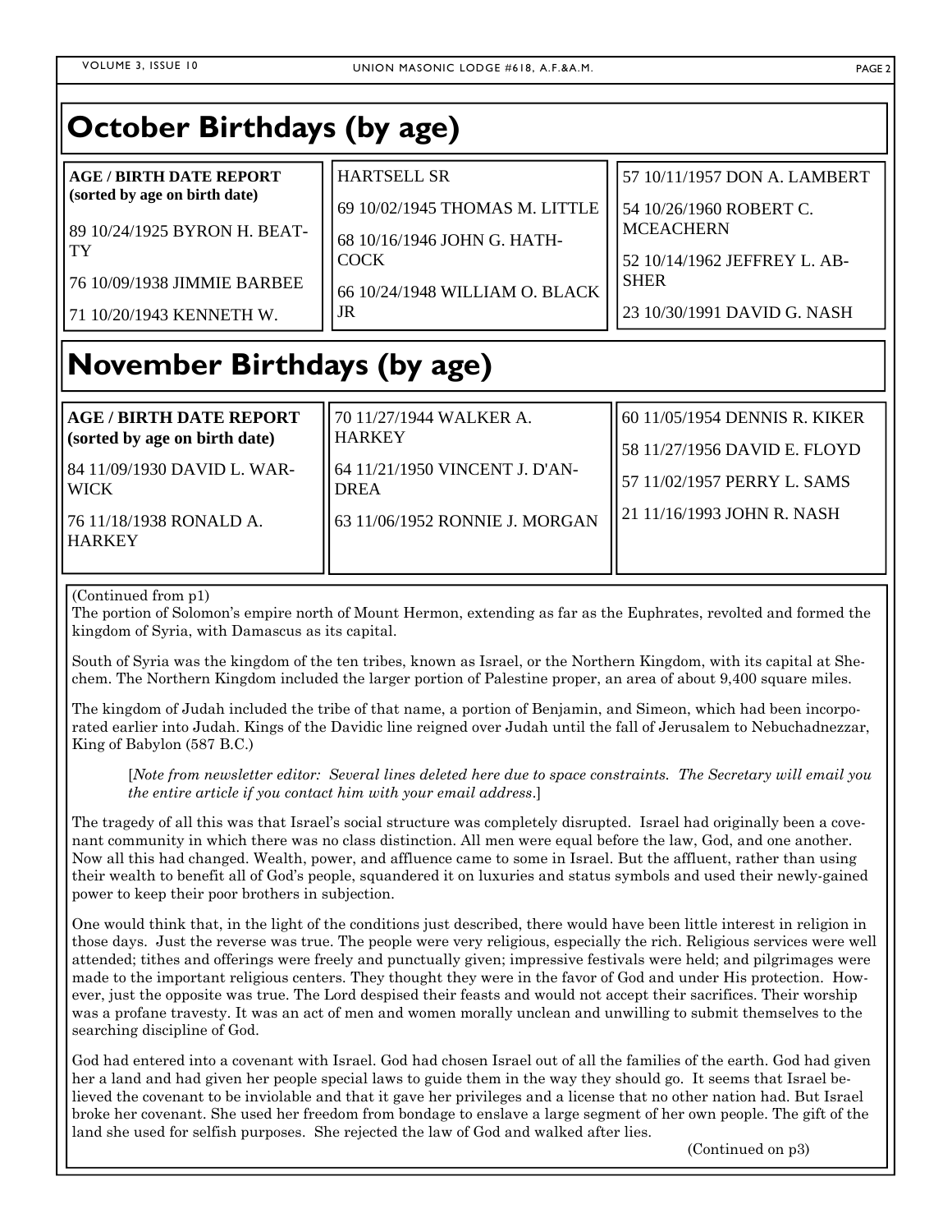## October Birthdays (by age)

**AGE / BIRTH DATE REPORT (sorted by age on birth date)**

89 10/24/1925 BYRON H. BEATTY

76 10/09/1938 JIMMIE BARBEE

71 10/20/1943 KENNETH W. HARTSELL SR

69 10/02/1945 THOMAS M. LITTLE

68 10/16/1946 JOHN G. HATHCOCK

66 10/24/1948 WILLIAM O. BLACK JR

57 10/11/1957 DON A. LAMBERT

54 10/26/1960 ROBERT C. MCEACHERN

52 10/14/1962 JEFFREY L. ABSHER

23 10/30/1991 DAVID G. NASH

## November Birthdays (by age)

**AGE / BIRTH DATE REPORT (sorted by age on birth date)**

84 11/09/1930 DAVID L. WARWICK

76 11/18/1938 RONALD A. HARKEY

70 11/27/1944 WALKER A. HARKEY

64 11/21/1950 VINCENT J. D'ANDREA

63 11/06/1952 RONNIE J. MORGAN

60 11/05/1954 DENNIS R. KIKER

58 11/27/1956 DAVID E. FLOYD

57 11/02/1957 PERRY L. SAMS

21 11/16/1993 JOHN R. NASH

(Continued from p1)

The portion of Solomon's empire north of Mount Hermon, extending as far as the Euphrates, revolted and formed the kingdom of Syria, with Damascus as its capital.

South of Syria was the kingdom of the ten tribes, known as Israel, or the Northern Kingdom, with its capital at Shechem. The Northern Kingdom included the larger portion of Palestine proper, an area of about 9,400 square miles.

The kingdom of Judah included the tribe of that name, a portion of Benjamin, and Simeon, which had been incorporated earlier into Judah. Kings of the Davidic line reigned over Judah until the fall of Jerusalem to Nebuchadnezzar, King of Babylon (587 B.C.)

> [*Note from newsletter editor: Several lines deleted here due to space constraints. The Secretary will email you the entire article if you contact him with your email address*.]

The tragedy of all this was that Israel's social structure was completely disrupted. Israel had originally been a covenant community in which there was no class distinction. All men were equal before the law, God, and one another. Now all this had changed. Wealth, power, and affluence came to some in Israel. But the affluent, rather than using their wealth to benefit all of God's people, squandered it on luxuries and status symbols and used their newly-gained power to keep their poor brothers in subjection.

One would think that, in the light of the conditions just described, there would have been little interest in religion in those days. Just the reverse was true. The people were very religious, especially the rich. Religious services were well attended; tithes and offerings were freely and punctually given; impressive festivals were held; and pilgrimages were made to the important religious centers. They thought they were in the favor of God and under His protection. However, just the opposite was true. The Lord despised their feasts and would not accept their sacrifices. Their worship was a profane travesty. It was an act of men and women morally unclean and unwilling to submit themselves to the searching discipline of God.

God had entered into a covenant with Israel. God had chosen Israel out of all the families of the earth. God had given her a land and had given her people special laws to guide them in the way they should go. It seems that Israel believed the covenant to be inviolable and that it gave her privileges and a license that no other nation had. But Israel broke her covenant. She used her freedom from bondage to enslave a large segment of her own people. The gift of the land she used for selfish purposes. She rejected the law of God and walked after lies.

(Continued on p3)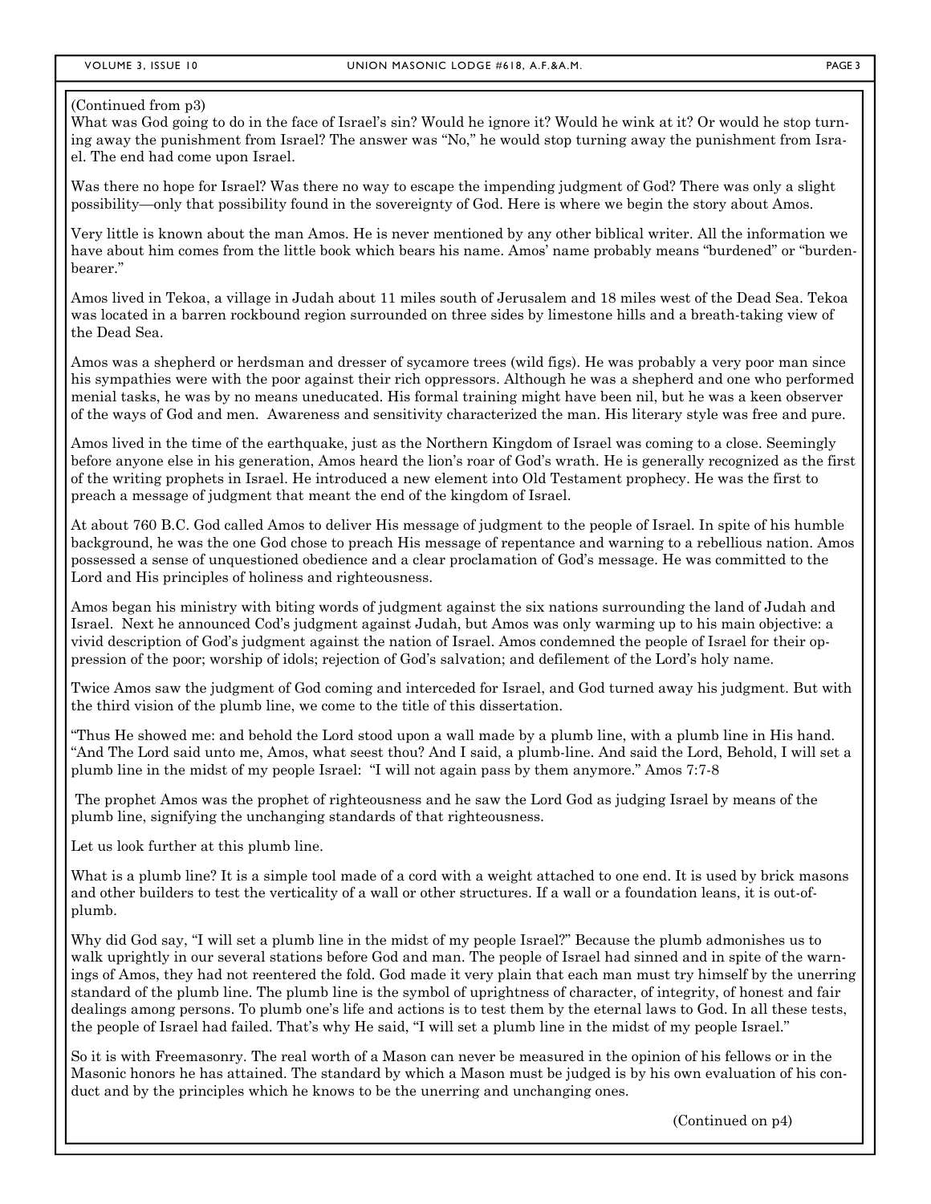(Continued from p3)

What was God going to do in the face of Israel's sin? Would he ignore it? Would he wink at it? Or would he stop turning away the punishment from Israel? The answer was "No," he would stop turning away the punishment from Israel. The end had come upon Israel.

Was there no hope for Israel? Was there no way to escape the impending judgment of God? There was only a slight possibility—only that possibility found in the sovereignty of God. Here is where we begin the story about Amos.

Very little is known about the man Amos. He is never mentioned by any other biblical writer. All the information we have about him comes from the little book which bears his name. Amos' name probably means "burdened" or "burden-bearer."

Amos lived in Tekoa, a village in Judah about 11 miles south of Jerusalem and 18 miles west of the Dead Sea. Tekoa was located in a barren rockbound region surrounded on three sides by limestone hills and a breath-taking view of the Dead Sea.

Amos was a shepherd or herdsman and dresser of sycamore trees (wild figs). He was probably a very poor man since his sympathies were with the poor against their rich oppressors. Although he was a shepherd and one who performed menial tasks, he was by no means uneducated. His formal training might have been nil, but he was a keen observer of the ways of God and men. Awareness and sensitivity characterized the man. His literary style was free and pure.

Amos lived in the time of the earthquake, just as the Northern Kingdom of Israel was coming to a close. Seemingly before anyone else in his generation, Amos heard the lion's roar of God's wrath. He is generally recognized as the first of the writing prophets in Israel. He introduced a new element into Old Testament prophecy. He was the first to preach a message of judgment that meant the end of the kingdom of Israel.

At about 760 B.C. God called Amos to deliver His message of judgment to the people of Israel. In spite of his humble background, he was the one God chose to preach His message of repentance and warning to a rebellious nation. Amos possessed a sense of unquestioned obedience and a clear proclamation of God's message. He was committed to the Lord and His principles of holiness and righteousness.

Amos began his ministry with biting words of judgment against the six nations surrounding the land of Judah and Israel. Next he announced Cod's judgment against Judah, but Amos was only warming up to his main objective: a vivid description of God's judgment against the nation of Israel. Amos condemned the people of Israel for their oppression of the poor; worship of idols; rejection of God's salvation; and defilement of the Lord's holy name.

Twice Amos saw the judgment of God coming and interceded for Israel, and God turned away his judgment. But with the third vision of the plumb line, we come to the title of this dissertation.

"Thus He showed me: and behold the Lord stood upon a wall made by a plumb line, with a plumb line in His hand. "And The Lord said unto me, Amos, what seest thou? And I said, a plumb-line. And said the Lord, Behold, I will set a plumb line in the midst of my people Israel: "I will not again pass by them anymore." Amos 7:7-8

The prophet Amos was the prophet of righteousness and he saw the Lord God as judging Israel by means of the plumb line, signifying the unchanging standards of that righteousness.

Let us look further at this plumb line.

What is a plumb line? It is a simple tool made of a cord with a weight attached to one end. It is used by brick masons and other builders to test the verticality of a wall or other structures. If a wall or a foundation leans, it is out-of-plumb.

Why did God say, "I will set a plumb line in the midst of my people Israel?" Because the plumb admonishes us to walk uprightly in our several stations before God and man. The people of Israel had sinned and in spite of the warnings of Amos, they had not reentered the fold. God made it very plain that each man must try himself by the unerring standard of the plumb line. The plumb line is the symbol of uprightness of character, of integrity, of honest and fair dealings among persons. To plumb one's life and actions is to test them by the eternal laws to God. In all these tests, the people of Israel had failed. That's why He said, "I will set a plumb line in the midst of my people Israel."

So it is with Freemasonry. The real worth of a Mason can never be measured in the opinion of his fellows or in the Masonic honors he has attained. The standard by which a Mason must be judged is by his own evaluation of his conduct and by the principles which he knows to be the unerring and unchanging ones.

(Continued on p4)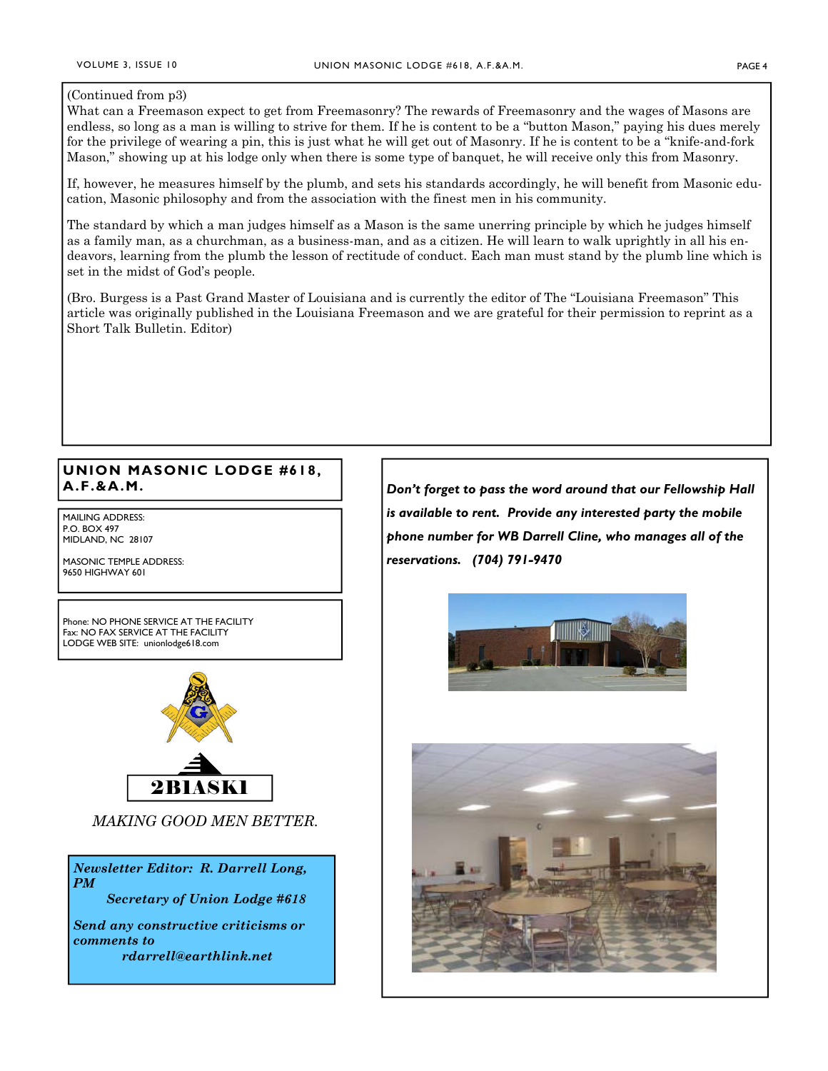(Continued from p3)

What can a Freemason expect to get from Freemasonry? The rewards of Freemasonry and the wages of Masons are endless, so long as a man is willing to strive for them. If he is content to be a "button Mason," paying his dues merely for the privilege of wearing a pin, this is just what he will get out of Masonry. If he is content to be a "knife-and-fork Mason," showing up at his lodge only when there is some type of banquet, he will receive only this from Masonry.

If, however, he measures himself by the plumb, and sets his standards accordingly, he will benefit from Masonic education, Masonic philosophy and from the association with the finest men in his community.

The standard by which a man judges himself as a Mason is the same unerring principle by which he judges himself as a family man, as a churchman, as a business-man, and as a citizen. He will learn to walk uprightly in all his endeavors, learning from the plumb the lesson of rectitude of conduct. Each man must stand by the plumb line which is set in the midst of God's people.

(Bro. Burgess is a Past Grand Master of Louisiana and is currently the editor of The "Louisiana Freemason" This article was originally published in the Louisiana Freemason and we are grateful for their permission to reprint as a Short Talk Bulletin. Editor)

## UNION MASONIC LODGE #618, A.F.&A.M.

MAILING ADDRESS:
P.O. BOX 497
MIDLAND, NC 28107

MASONIC TEMPLE ADDRESS:
9650 HIGHWAY 601

Phone: NO PHONE SERVICE AT THE FACILITY
Fax: NO FAX SERVICE AT THE FACILITY
LODGE WEB SITE: unionlodge618.com

2B1ASK1

*MAKING GOOD MEN BETTER.*

***Newsletter Editor: R. Darrell Long, PM***
***Secretary of Union Lodge #618***

***Send any constructive criticisms or comments to rdarrell@earthlink.net***

***Don't forget to pass the word around that our Fellowship Hall is available to rent. Provide any interested party the mobile phone number for WB Darrell Cline, who manages all of the reservations. (704) 791-9470***